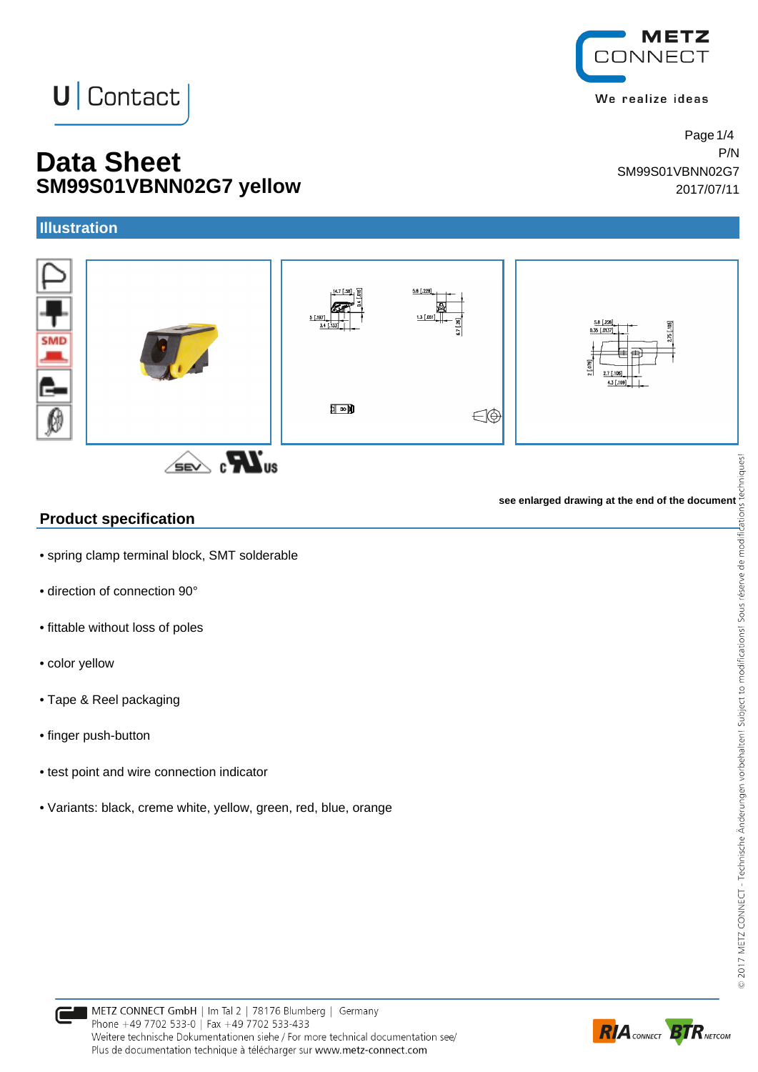# Data Sheet
## SM99S01VBNN02G7 yellow

P/N SM99S01VBNN02G7

2017/07/11

## Illustration

see enlarged drawing at the end of the document

## Product specification

- spring clamp terminal block, SMT solderable
- direction of connection 90°
- fittable without loss of poles
- color yellow
- Tape & Reel packaging
- finger push-button
- test point and wire connection indicator
- Variants: black, creme white, yellow, green, red, blue, orange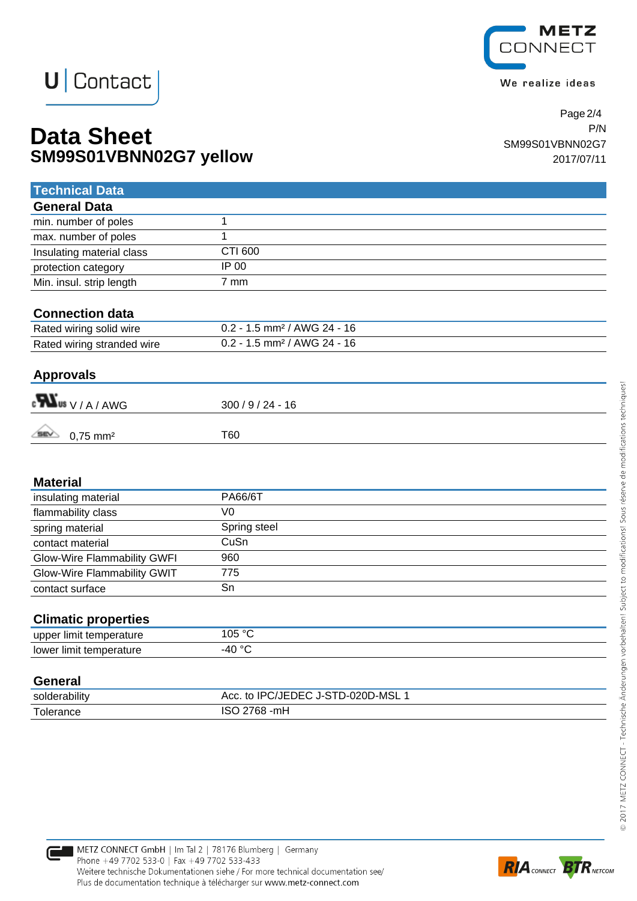# Data Sheet
## SM99S01VBNN02G7 yellow

P/N
SM99S01VBNN02G7
2017/07/11

## Technical Data

### General Data

| | |
|---|---|
| min. number of poles | 1 |
| max. number of poles | 1 |
| Insulating material class | CTI 600 |
| protection category | IP 00 |
| Min. insul. strip length | 7 mm |

### Connection data

| | |
|---|---|
| Rated wiring solid wire | 0.2 - 1.5 mm² / AWG 24 - 16 |
| Rated wiring stranded wire | 0.2 - 1.5 mm² / AWG 24 - 16 |

### Approvals

| | |
|---|---|
| cULus V / A / AWG | 300 / 9 / 24 - 16 |
| SEV 0,75 mm² | T60 |

### Material

| | |
|---|---|
| insulating material | PA66/6T |
| flammability class | V0 |
| spring material | Spring steel |
| contact material | CuSn |
| Glow-Wire Flammability GWFI | 960 |
| Glow-Wire Flammability GWIT | 775 |
| contact surface | Sn |

### Climatic properties

| | |
|---|---|
| upper limit temperature | 105 °C |
| lower limit temperature | -40 °C |

### General

| | |
|---|---|
| solderability | Acc. to IPC/JEDEC J-STD-020D-MSL 1 |
| Tolerance | ISO 2768 -mH |

© 2017 METZ CONNECT - Technische Änderungen vorbehalten! Subject to modifications! Sous réserve de modifications techniques!

METZ CONNECT GmbH | Im Tal 2 | 78176 Blumberg | Germany
Phone +49 7702 533-0 | Fax +49 7702 533-433
Weitere technische Dokumentationen siehe / For more technical documentation see/
Plus de documentation technique à télécharger sur www.metz-connect.com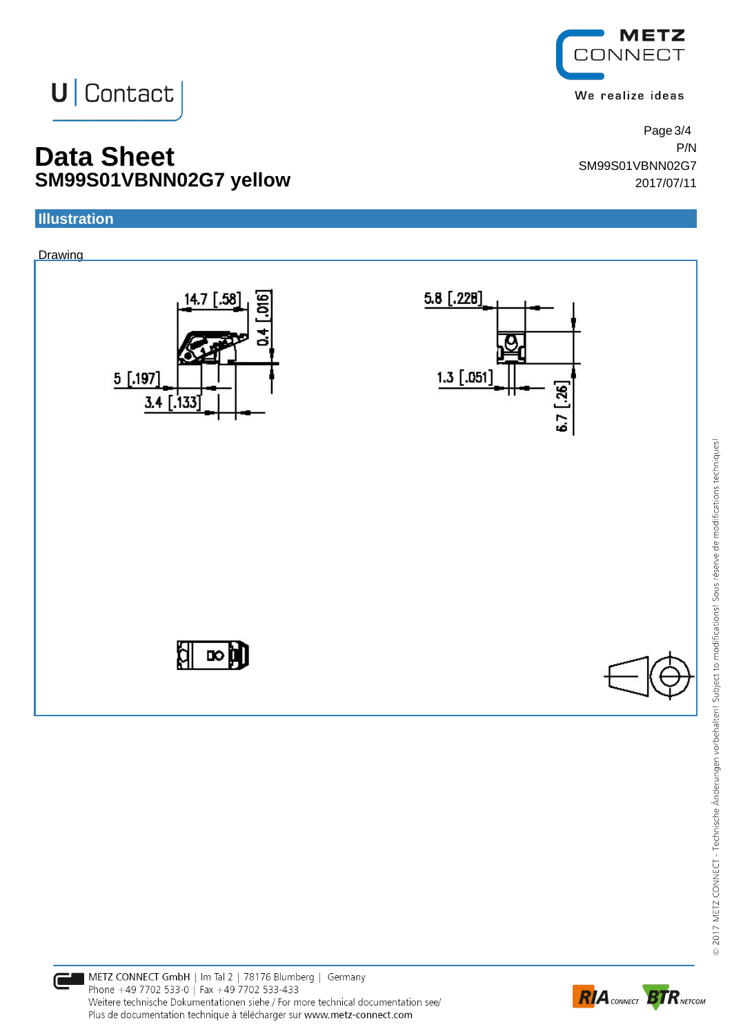# Data Sheet
## SM99S01VBNN02G7 yellow

## Illustration

Drawing

14.7 [.58]

0.4 [.016]

5 [.197]

3.4 [.133]

5.8 [.228]

1.3 [.051]

6.7 [.26]

METZ CONNECT GmbH | Im Tal 2 | 78176 Blumberg | Germany
Phone +49 7702 533-0 | Fax +49 7702 533-433
Weitere technische Dokumentationen siehe / For more technical documentation see/
Plus de documentation technique à télécharger sur www.metz-connect.com

© 2017 METZ CONNECT - Technische Änderungen vorbehalten! Subject to modifications! Sous réserve de modifications techniques!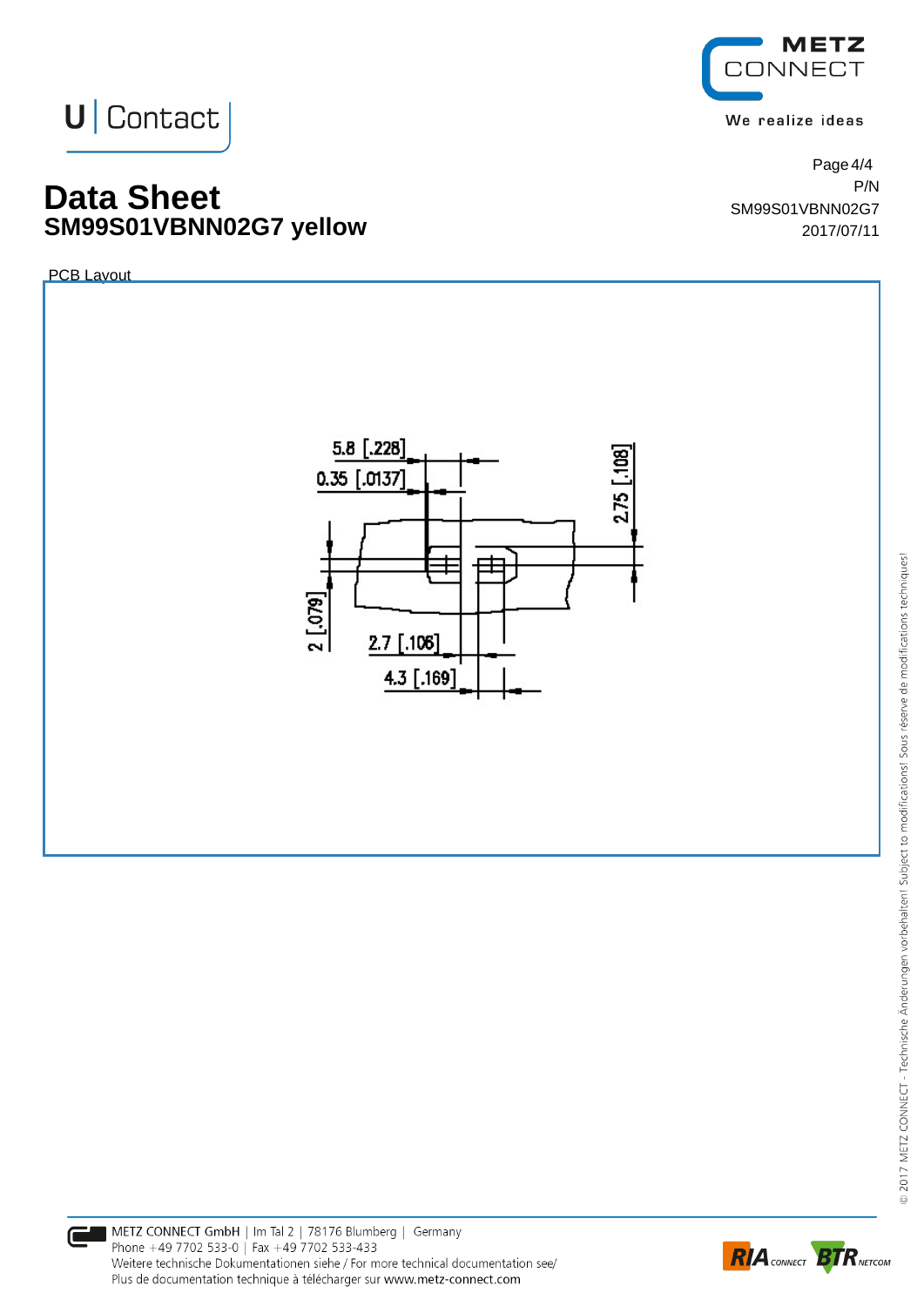# Data Sheet

## SM99S01VBNN02G7 yellow

Page 4/4
P/N
SM99S01VBNN02G7
2017/07/11

PCB Layout

5.8 [.228]
0.35 [.0137]
2.75 [.108]
2 [.079]
2.7 [.106]
4.3 [.169]

METZ CONNECT GmbH | Im Tal 2 | 78176 Blumberg | Germany
Phone +49 7702 533-0 | Fax +49 7702 533-433
Weitere technische Dokumentationen siehe / For more technical documentation see/
Plus de documentation technique à télécharger sur www.metz-connect.com

© 2017 METZ CONNECT - Technische Änderungen vorbehalten! Subject to modifications! Sous réserve de modifications techniques!